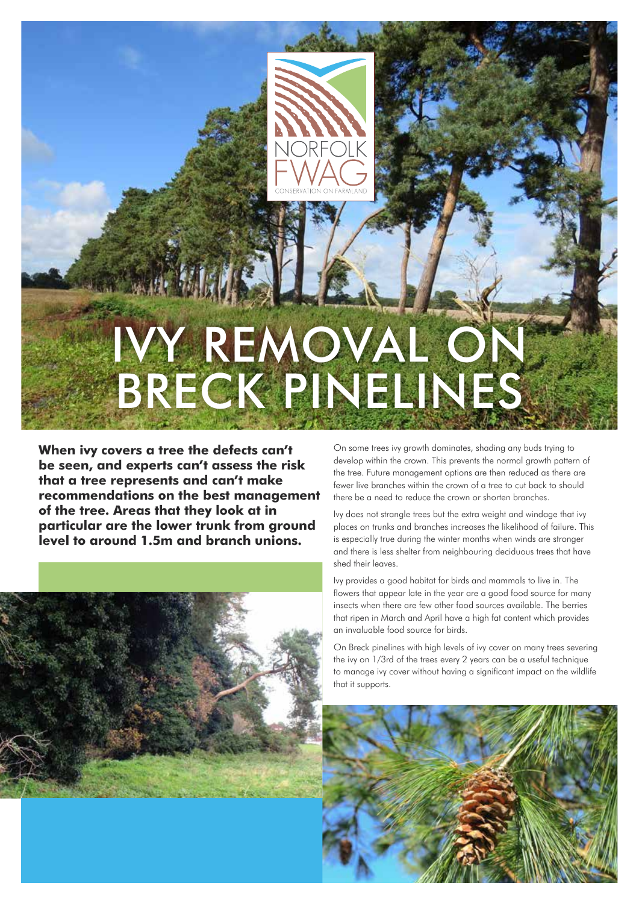NORFOLK FWAG

CONSERVATION ON FARMLAND

# IVY REMOVAL ON BRECK PINELINES

**When ivy covers a tree the defects can't be seen, and experts can't assess the risk that a tree represents and can't make recommendations on the best management of the tree. Areas that they look at in particular are the lower trunk from ground level to around 1.5m and branch unions.**

On some trees ivy growth dominates, shading any buds trying to develop within the crown. This prevents the normal growth pattern of the tree. Future management options are then reduced as there are fewer live branches within the crown of a tree to cut back to should there be a need to reduce the crown or shorten branches.

Ivy does not strangle trees but the extra weight and windage that ivy places on trunks and branches increases the likelihood of failure. This is especially true during the winter months when winds are stronger and there is less shelter from neighbouring deciduous trees that have shed their leaves.

Ivy provides a good habitat for birds and mammals to live in. The flowers that appear late in the year are a good food source for many insects when there are few other food sources available. The berries that ripen in March and April have a high fat content which provides an invaluable food source for birds.

On Breck pinelines with high levels of ivy cover on many trees severing the ivy on 1/3rd of the trees every 2 years can be a useful technique to manage ivy cover without having a significant impact on the wildlife that it supports.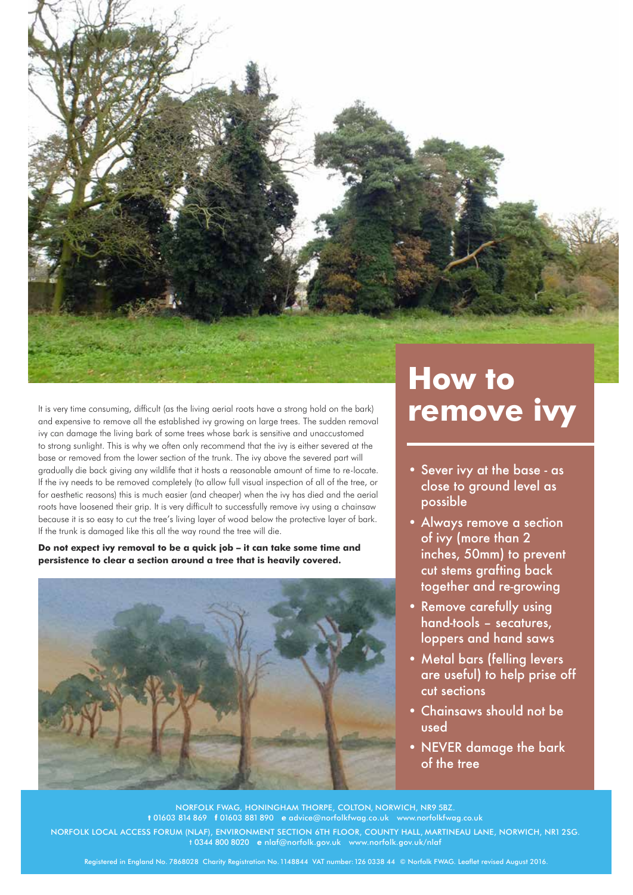# How to remove ivy

It is very time consuming, difficult (as the living aerial roots have a strong hold on the bark) and expensive to remove all the established ivy growing on large trees. The sudden removal ivy can damage the living bark of some trees whose bark is sensitive and unaccustomed to strong sunlight. This is why we often only recommend that the ivy is either severed at the base or removed from the lower section of the trunk. The ivy above the severed part will gradually die back giving any wildlife that it hosts a reasonable amount of time to re-locate. If the ivy needs to be removed completely (to allow full visual inspection of all of the tree, or for aesthetic reasons) this is much easier (and cheaper) when the ivy has died and the aerial roots have loosened their grip. It is very difficult to successfully remove ivy using a chainsaw because it is so easy to cut the tree's living layer of wood below the protective layer of bark. If the trunk is damaged like this all the way round the tree will die.

**Do not expect ivy removal to be a quick job – it can take some time and persistence to clear a section around a tree that is heavily covered.**

- Sever ivy at the base - as close to ground level as possible
- Always remove a section of ivy (more than 2 inches, 50mm) to prevent cut stems grafting back together and re-growing
- Remove carefully using hand-tools – secatures, loppers and hand saws
- Metal bars (felling levers are useful) to help prise off cut sections
- Chainsaws should not be used
- NEVER damage the bark of the tree

NORFOLK FWAG, HONINGHAM THORPE, COLTON, NORWICH, NR9 5BZ.
**t** 01603 814 869 **f** 01603 881 890 **e** advice@norfolkfwag.co.uk www.norfolkfwag.co.uk

NORFOLK LOCAL ACCESS FORUM (NLAF), ENVIRONMENT SECTION 6TH FLOOR, COUNTY HALL, MARTINEAU LANE, NORWICH, NR1 2SG.
**t** 0344 800 8020 **e** nlaf@norfolk.gov.uk www.norfolk.gov.uk/nlaf

Registered in England No. 7868028 Charity Registration No. 1148844 VAT number: 126 0338 44 © Norfolk FWAG. Leaflet revised August 2016.